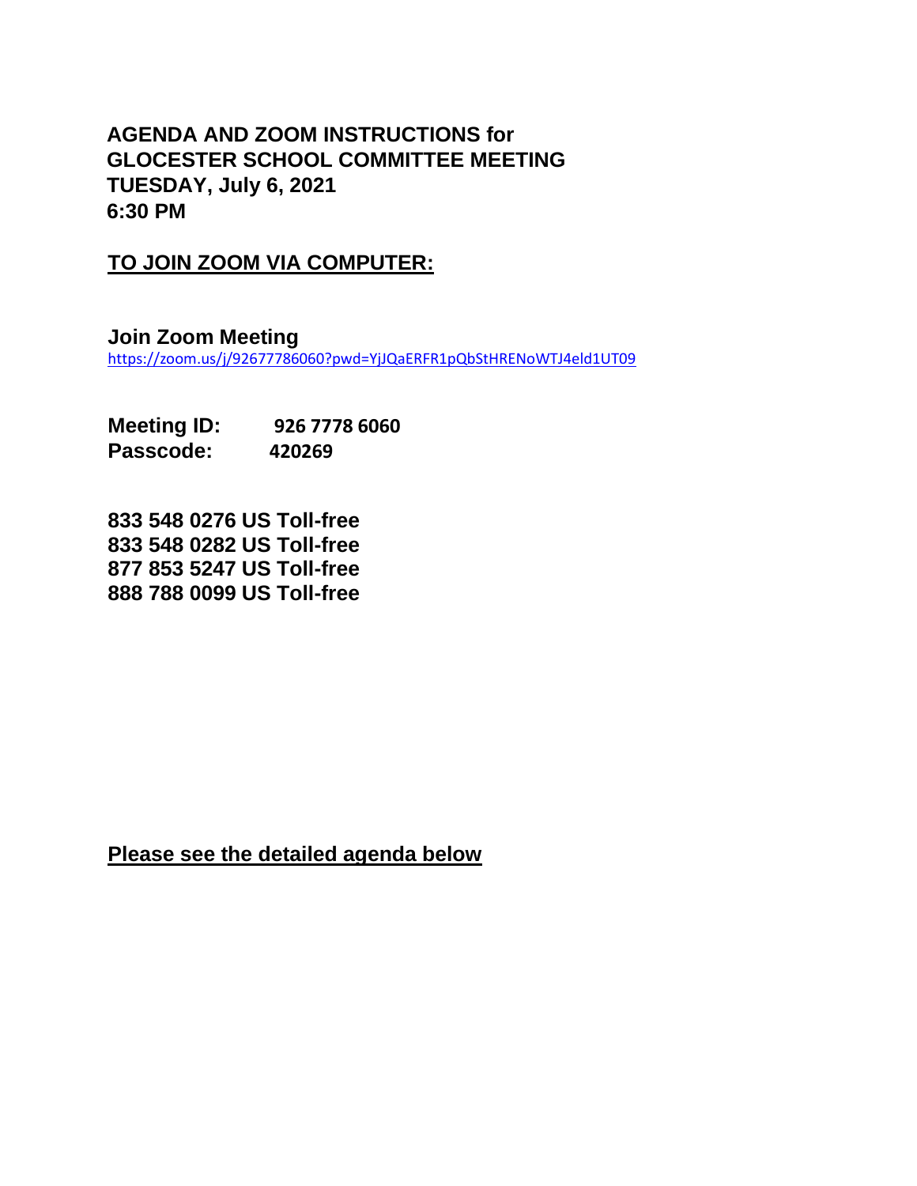# AGENDA AND ZOOM INSTRUCTIONS for GLOCESTER SCHOOL COMMITTEE MEETING TUESDAY, July 6, 2021 6:30 PM

## TO JOIN ZOOM VIA COMPUTER:

**Join Zoom Meeting**
https://zoom.us/j/92677786060?pwd=YjJQaERFR1pQbStHRENoWTJ4eld1UT09

**Meeting ID:** **926 7778 6060**
**Passcode:** **420269**

**833 548 0276 US Toll-free**
**833 548 0282 US Toll-free**
**877 853 5247 US Toll-free**
**888 788 0099 US Toll-free**

**Please see the detailed agenda below**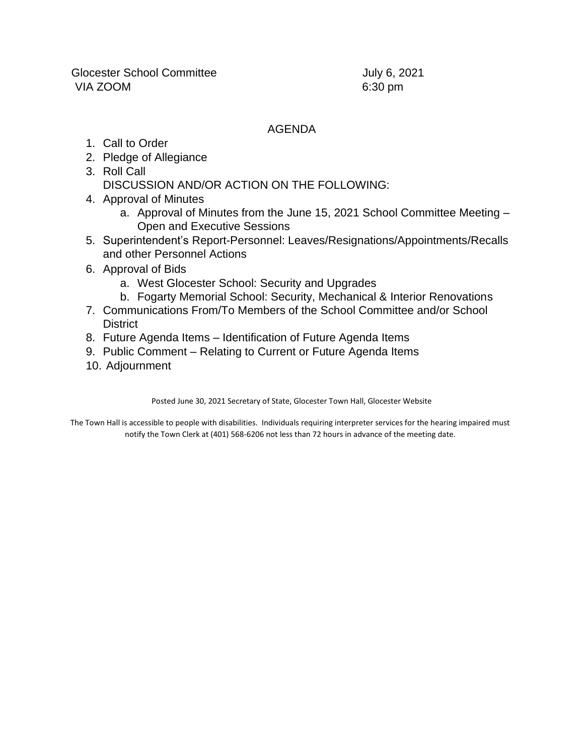Glocester School Committee July 6, 2021
VIA ZOOM 6:30 pm

## AGENDA

1. Call to Order
2. Pledge of Allegiance
3. Roll Call
   DISCUSSION AND/OR ACTION ON THE FOLLOWING:
4. Approval of Minutes
   a. Approval of Minutes from the June 15, 2021 School Committee Meeting – Open and Executive Sessions
5. Superintendent's Report-Personnel: Leaves/Resignations/Appointments/Recalls and other Personnel Actions
6. Approval of Bids
   a. West Glocester School: Security and Upgrades
   b. Fogarty Memorial School: Security, Mechanical & Interior Renovations
7. Communications From/To Members of the School Committee and/or School District
8. Future Agenda Items – Identification of Future Agenda Items
9. Public Comment – Relating to Current or Future Agenda Items
10. Adjournment

Posted June 30, 2021 Secretary of State, Glocester Town Hall, Glocester Website

The Town Hall is accessible to people with disabilities. Individuals requiring interpreter services for the hearing impaired must notify the Town Clerk at (401) 568-6206 not less than 72 hours in advance of the meeting date.